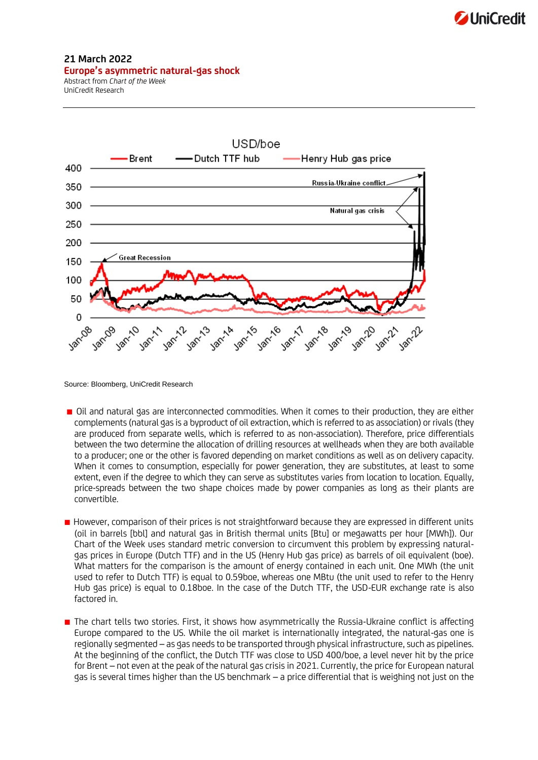**21 March 2022**

## Europe's asymmetric natural-gas shock

Abstract from *Chart of the Week*
UniCredit Research

Source: Bloomberg, UniCredit Research

- Oil and natural gas are interconnected commodities. When it comes to their production, they are either complements (natural gas is a byproduct of oil extraction, which is referred to as association) or rivals (they are produced from separate wells, which is referred to as non-association). Therefore, price differentials between the two determine the allocation of drilling resources at wellheads when they are both available to a producer; one or the other is favored depending on market conditions as well as on delivery capacity. When it comes to consumption, especially for power generation, they are substitutes, at least to some extent, even if the degree to which they can serve as substitutes varies from location to location. Equally, price-spreads between the two shape choices made by power companies as long as their plants are convertible.

- However, comparison of their prices is not straightforward because they are expressed in different units (oil in barrels [bbl] and natural gas in British thermal units [Btu] or megawatts per hour [MWh]). Our Chart of the Week uses standard metric conversion to circumvent this problem by expressing natural-gas prices in Europe (Dutch TTF) and in the US (Henry Hub gas price) as barrels of oil equivalent (boe). What matters for the comparison is the amount of energy contained in each unit. One MWh (the unit used to refer to Dutch TTF) is equal to 0.59boe, whereas one MBtu (the unit used to refer to the Henry Hub gas price) is equal to 0.18boe. In the case of the Dutch TTF, the USD-EUR exchange rate is also factored in.

- The chart tells two stories. First, it shows how asymmetrically the Russia-Ukraine conflict is affecting Europe compared to the US. While the oil market is internationally integrated, the natural-gas one is regionally segmented – as gas needs to be transported through physical infrastructure, such as pipelines. At the beginning of the conflict, the Dutch TTF was close to USD 400/boe, a level never hit by the price for Brent – not even at the peak of the natural gas crisis in 2021. Currently, the price for European natural gas is several times higher than the US benchmark – a price differential that is weighing not just on the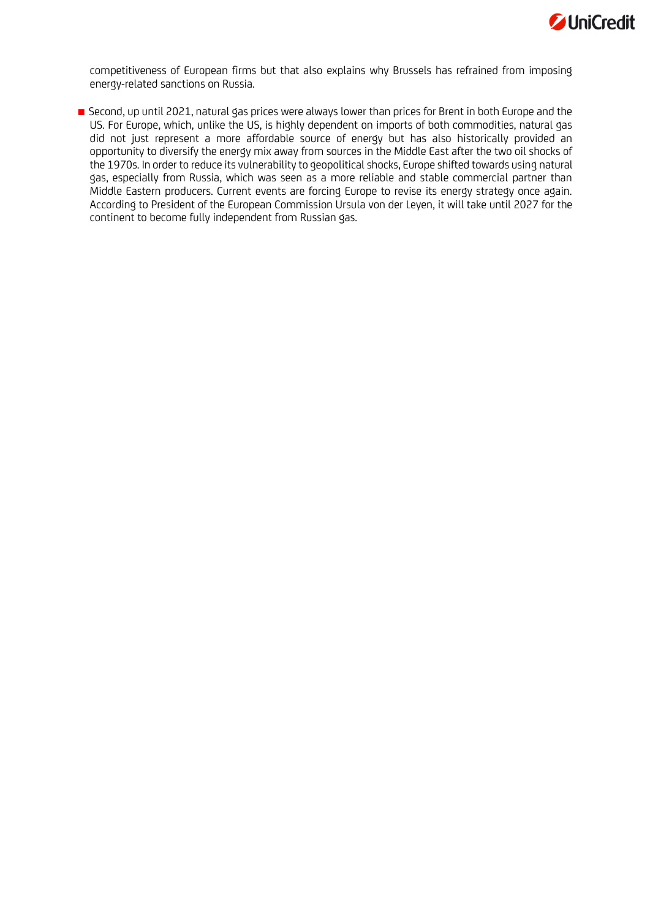competitiveness of European firms but that also explains why Brussels has refrained from imposing energy-related sanctions on Russia.

- Second, up until 2021, natural gas prices were always lower than prices for Brent in both Europe and the US. For Europe, which, unlike the US, is highly dependent on imports of both commodities, natural gas did not just represent a more affordable source of energy but has also historically provided an opportunity to diversify the energy mix away from sources in the Middle East after the two oil shocks of the 1970s. In order to reduce its vulnerability to geopolitical shocks, Europe shifted towards using natural gas, especially from Russia, which was seen as a more reliable and stable commercial partner than Middle Eastern producers. Current events are forcing Europe to revise its energy strategy once again. According to President of the European Commission Ursula von der Leyen, it will take until 2027 for the continent to become fully independent from Russian gas.